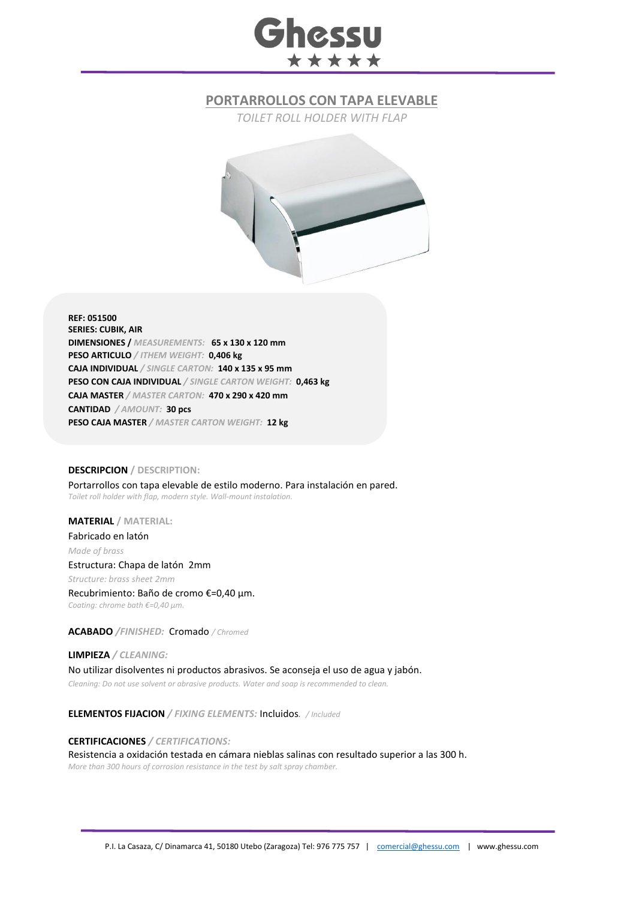# Ghessu

★★★★★

## PORTARROLLOS CON TAPA ELEVABLE

*TOILET ROLL HOLDER WITH FLAP*

**REF: 051500**
**SERIES: CUBIK, AIR**
**DIMENSIONES /** *MEASUREMENTS:* **65 x 130 x 120 mm**
**PESO ARTICULO** */ ITHEM WEIGHT:* **0,406 kg**
**CAJA INDIVIDUAL** */ SINGLE CARTON:* **140 x 135 x 95 mm**
**PESO CON CAJA INDIVIDUAL** */ SINGLE CARTON WEIGHT:* **0,463 kg**
**CAJA MASTER** */ MASTER CARTON:* **470 x 290 x 420 mm**
**CANTIDAD** */ AMOUNT:* **30 pcs**
**PESO CAJA MASTER** */ MASTER CARTON WEIGHT:* **12 kg**

**DESCRIPCION / DESCRIPTION:**

Portarrollos con tapa elevable de estilo moderno. Para instalación en pared.
*Toilet roll holder with flap, modern style. Wall-mount instalation.*

**MATERIAL / MATERIAL:**

Fabricado en latón
*Made of brass*

Estructura: Chapa de latón 2mm
*Structure: brass sheet 2mm*

Recubrimiento: Baño de cromo €=0,40 µm.
*Coating: chrome bath €=0,40 µm.*

**ACABADO** */FINISHED:* Cromado */ Chromed*

**LIMPIEZA** */ CLEANING:*

No utilizar disolventes ni productos abrasivos. Se aconseja el uso de agua y jabón.
*Cleaning: Do not use solvent or abrasive products. Water and soap is recommended to clean.*

**ELEMENTOS FIJACION** */ FIXING ELEMENTS:* Incluidos*. / Included*

**CERTIFICACIONES** */ CERTIFICATIONS:*

Resistencia a oxidación testada en cámara nieblas salinas con resultado superior a las 300 h.
*More than 300 hours of corrosion resistance in the test by salt spray chamber.*

P.I. La Casaza, C/ Dinamarca 41, 50180 Utebo (Zaragoza) Tel: 976 775 757 | comercial@ghessu.com | www.ghessu.com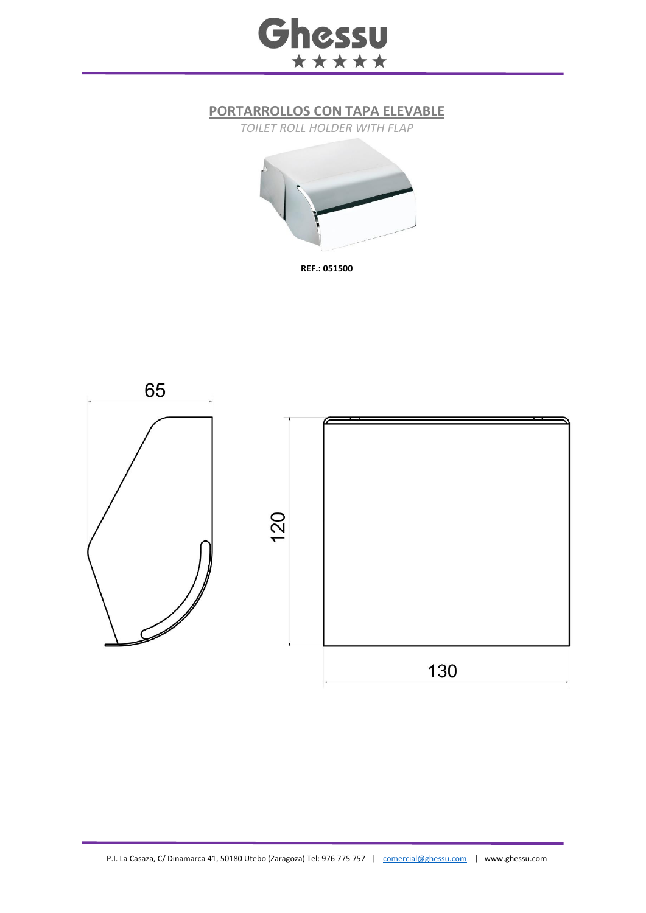## PORTARROLLOS CON TAPA ELEVABLE

*TOILET ROLL HOLDER WITH FLAP*

**REF.: 051500**

65

120

130